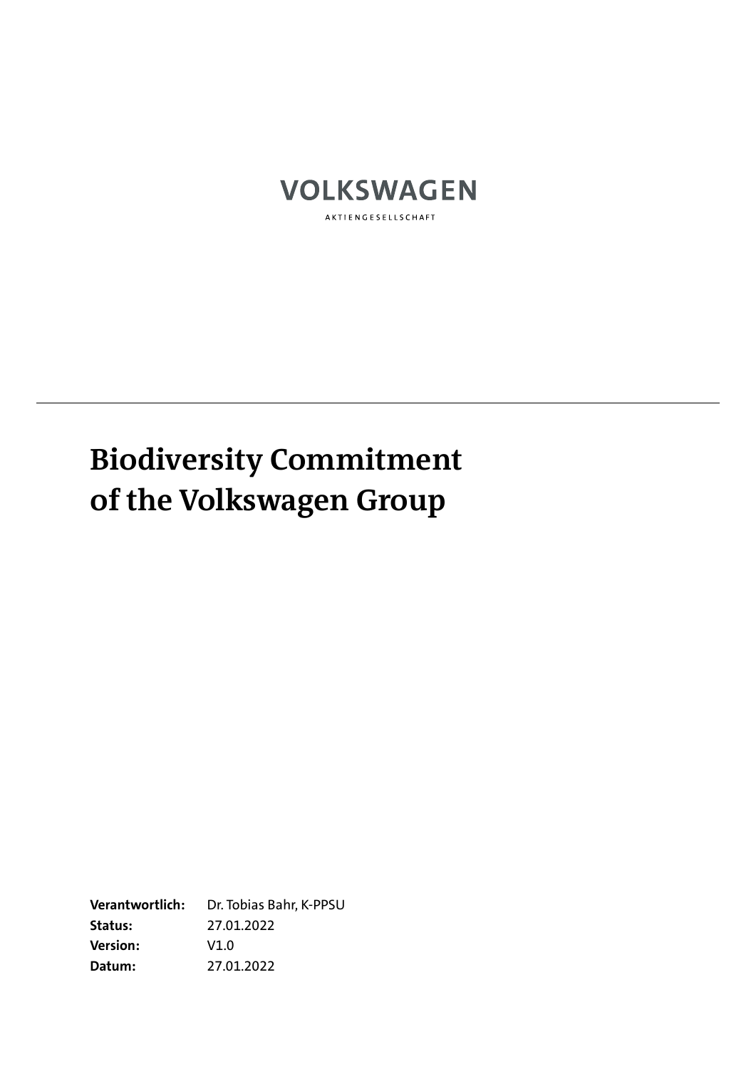VOLKSWAGEN

AKTIENGESELLSCHAFT

---

# Biodiversity Commitment of the Volkswagen Group

**Verantwortlich:** Dr. Tobias Bahr, K-PPSU
**Status:** 27.01.2022
**Version:** V1.0
**Datum:** 27.01.2022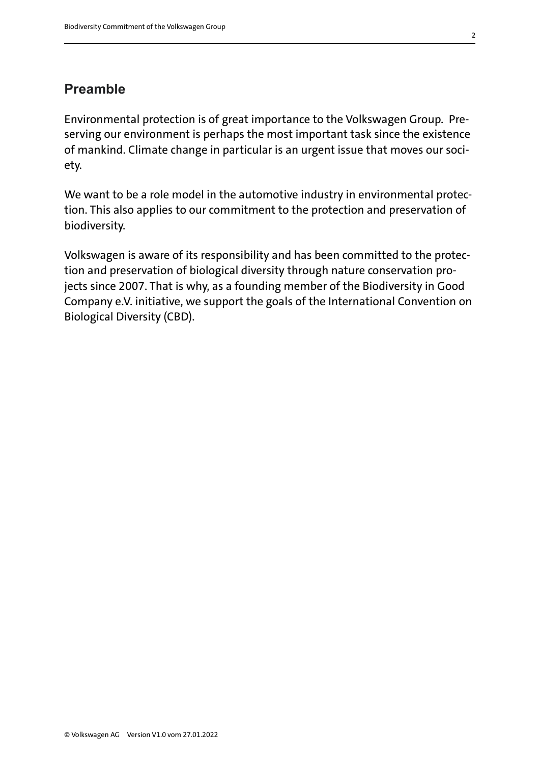## Preamble

Environmental protection is of great importance to the Volkswagen Group. Preserving our environment is perhaps the most important task since the existence of mankind. Climate change in particular is an urgent issue that moves our society.

We want to be a role model in the automotive industry in environmental protection. This also applies to our commitment to the protection and preservation of biodiversity.

Volkswagen is aware of its responsibility and has been committed to the protection and preservation of biological diversity through nature conservation projects since 2007. That is why, as a founding member of the Biodiversity in Good Company e.V. initiative, we support the goals of the International Convention on Biological Diversity (CBD).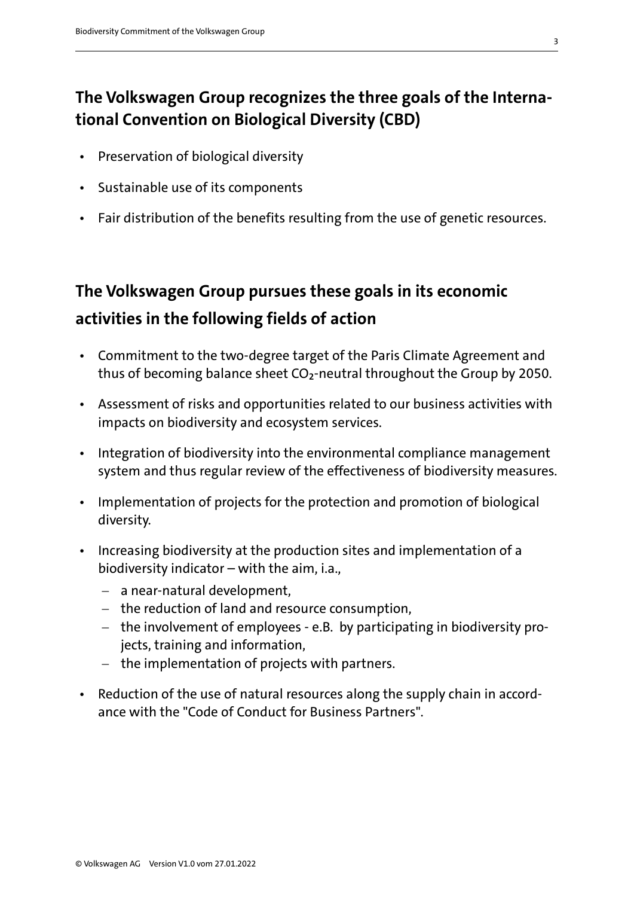## The Volkswagen Group recognizes the three goals of the International Convention on Biological Diversity (CBD)

- Preservation of biological diversity
- Sustainable use of its components
- Fair distribution of the benefits resulting from the use of genetic resources.

## The Volkswagen Group pursues these goals in its economic activities in the following fields of action

- Commitment to the two-degree target of the Paris Climate Agreement and thus of becoming balance sheet $CO_2$-neutral throughout the Group by 2050.
- Assessment of risks and opportunities related to our business activities with impacts on biodiversity and ecosystem services.
- Integration of biodiversity into the environmental compliance management system and thus regular review of the effectiveness of biodiversity measures.
- Implementation of projects for the protection and promotion of biological diversity.
- Increasing biodiversity at the production sites and implementation of a biodiversity indicator – with the aim, i.a.,
  - a near-natural development,
  - the reduction of land and resource consumption,
  - the involvement of employees - e.B. by participating in biodiversity projects, training and information,
  - the implementation of projects with partners.
- Reduction of the use of natural resources along the supply chain in accordance with the "Code of Conduct for Business Partners".

© Volkswagen AG Version V1.0 vom 27.01.2022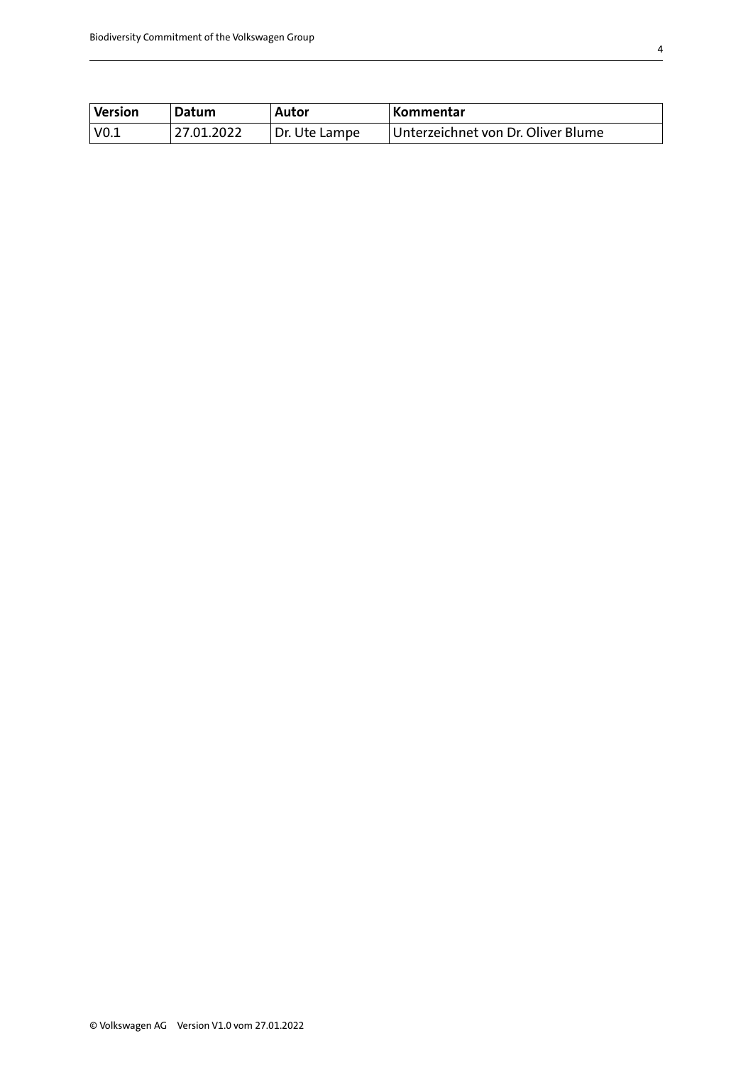| Version | Datum | Autor | Kommentar |
|---|---|---|---|
| V0.1 | 27.01.2022 | Dr. Ute Lampe | Unterzeichnet von Dr. Oliver Blume |